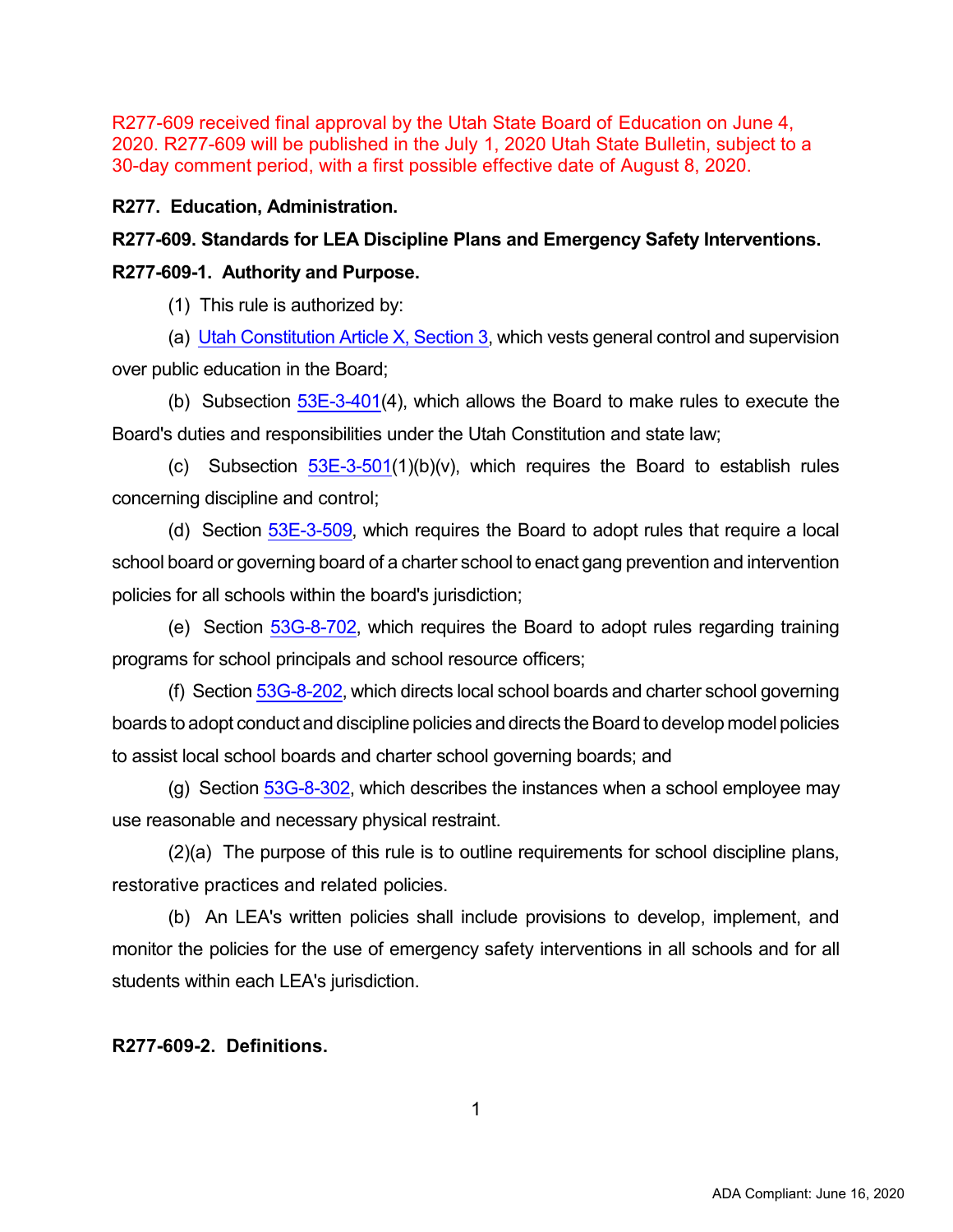R277-609 received final approval by the Utah State Board of Education on June 4, 2020. R277-609 will be published in the July 1, 2020 Utah State Bulletin, subject to a 30-day comment period, with a first possible effective date of August 8, 2020.

**R277. Education, Administration.**

**R277-609. Standards for LEA Discipline Plans and Emergency Safety Interventions.**

**R277-609-1. Authority and Purpose.**

(1) This rule is authorized by:

(a) Utah Constitution Article X, Section 3, which vests general control and supervision over public education in the Board;

(b) Subsection 53E-3-401(4), which allows the Board to make rules to execute the Board's duties and responsibilities under the Utah Constitution and state law;

(c) Subsection 53E-3-501(1)(b)(v), which requires the Board to establish rules concerning discipline and control;

(d) Section 53E-3-509, which requires the Board to adopt rules that require a local school board or governing board of a charter school to enact gang prevention and intervention policies for all schools within the board's jurisdiction;

(e) Section 53G-8-702, which requires the Board to adopt rules regarding training programs for school principals and school resource officers;

(f) Section 53G-8-202, which directs local school boards and charter school governing boards to adopt conduct and discipline policies and directs the Board to develop model policies to assist local school boards and charter school governing boards; and

(g) Section 53G-8-302, which describes the instances when a school employee may use reasonable and necessary physical restraint.

(2)(a) The purpose of this rule is to outline requirements for school discipline plans, restorative practices and related policies.

(b) An LEA's written policies shall include provisions to develop, implement, and monitor the policies for the use of emergency safety interventions in all schools and for all students within each LEA's jurisdiction.

**R277-609-2. Definitions.**

ADA Compliant: June 16, 2020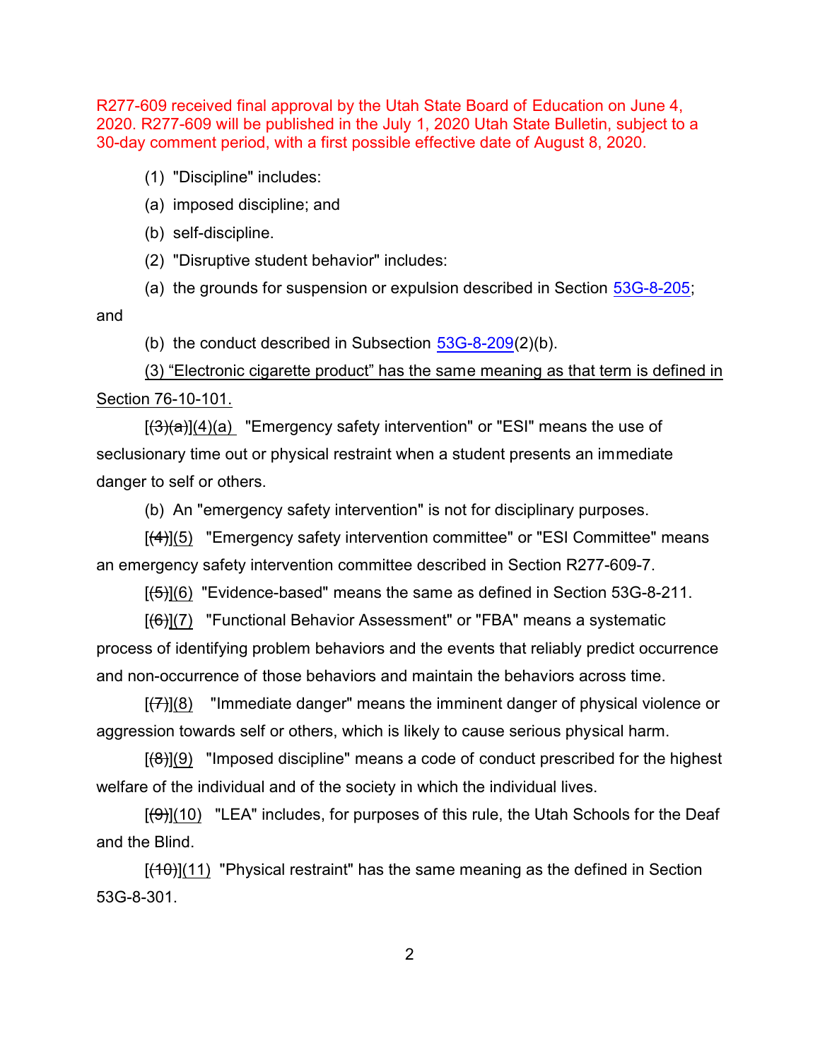R277-609 received final approval by the Utah State Board of Education on June 4, 2020. R277-609 will be published in the July 1, 2020 Utah State Bulletin, subject to a 30-day comment period, with a first possible effective date of August 8, 2020.

(1) "Discipline" includes:

(a) imposed discipline; and

(b) self-discipline.

(2) "Disruptive student behavior" includes:

(a) the grounds for suspension or expulsion described in Section 53G-8-205; and

(b) the conduct described in Subsection 53G-8-209(2)(b).

<u>(3) "Electronic cigarette product" has the same meaning as that term is defined in Section 76-10-101.</u>

[~~(3)(a)~~]<u>(4)(a)</u> "Emergency safety intervention" or "ESI" means the use of seclusionary time out or physical restraint when a student presents an immediate danger to self or others.

(b) An "emergency safety intervention" is not for disciplinary purposes.

[~~(4)~~]<u>(5)</u> "Emergency safety intervention committee" or "ESI Committee" means an emergency safety intervention committee described in Section R277-609-7.

[~~(5)~~]<u>(6)</u> "Evidence-based" means the same as defined in Section 53G-8-211.

[~~(6)~~]<u>(7)</u> "Functional Behavior Assessment" or "FBA" means a systematic process of identifying problem behaviors and the events that reliably predict occurrence and non-occurrence of those behaviors and maintain the behaviors across time.

[~~(7)~~]<u>(8)</u> "Immediate danger" means the imminent danger of physical violence or aggression towards self or others, which is likely to cause serious physical harm.

[~~(8)~~]<u>(9)</u> "Imposed discipline" means a code of conduct prescribed for the highest welfare of the individual and of the society in which the individual lives.

[~~(9)~~]<u>(10)</u> "LEA" includes, for purposes of this rule, the Utah Schools for the Deaf and the Blind.

[~~(10)~~]<u>(11)</u> "Physical restraint" has the same meaning as the defined in Section 53G-8-301.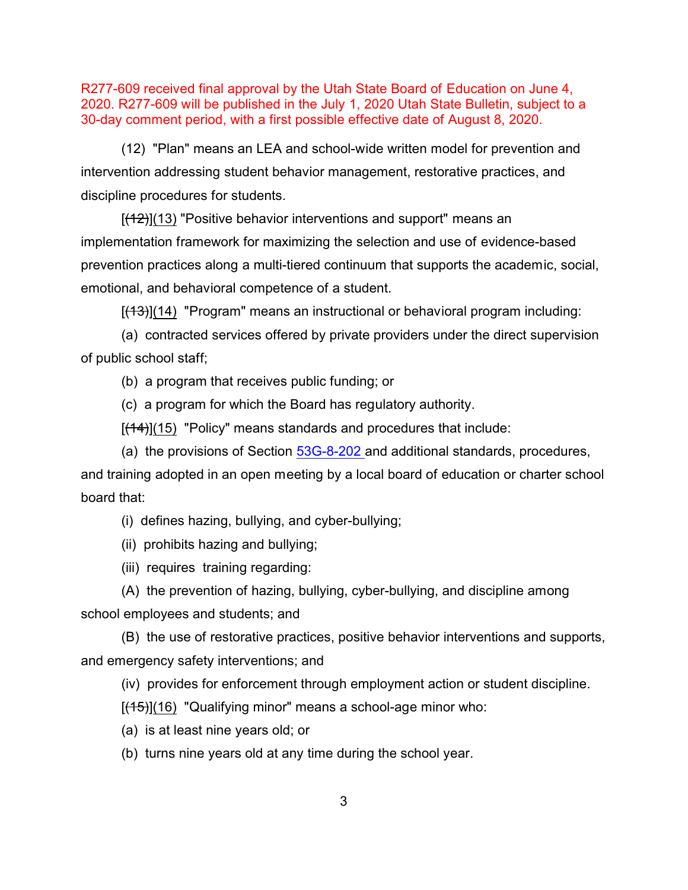R277-609 received final approval by the Utah State Board of Education on June 4, 2020. R277-609 will be published in the July 1, 2020 Utah State Bulletin, subject to a 30-day comment period, with a first possible effective date of August 8, 2020.

(12) "Plan" means an LEA and school-wide written model for prevention and intervention addressing student behavior management, restorative practices, and discipline procedures for students.

[~~(12)~~](13) "Positive behavior interventions and support" means an implementation framework for maximizing the selection and use of evidence-based prevention practices along a multi-tiered continuum that supports the academic, social, emotional, and behavioral competence of a student.

[~~(13)~~](14) "Program" means an instructional or behavioral program including:

(a) contracted services offered by private providers under the direct supervision of public school staff;

(b) a program that receives public funding; or

(c) a program for which the Board has regulatory authority.

[~~(14)~~](15) "Policy" means standards and procedures that include:

(a) the provisions of Section 53G-8-202 and additional standards, procedures, and training adopted in an open meeting by a local board of education or charter school board that:

(i) defines hazing, bullying, and cyber-bullying;

(ii) prohibits hazing and bullying;

(iii) requires training regarding:

(A) the prevention of hazing, bullying, cyber-bullying, and discipline among school employees and students; and

(B) the use of restorative practices, positive behavior interventions and supports, and emergency safety interventions; and

(iv) provides for enforcement through employment action or student discipline.

[~~(15)~~](16) "Qualifying minor" means a school-age minor who:

(a) is at least nine years old; or

(b) turns nine years old at any time during the school year.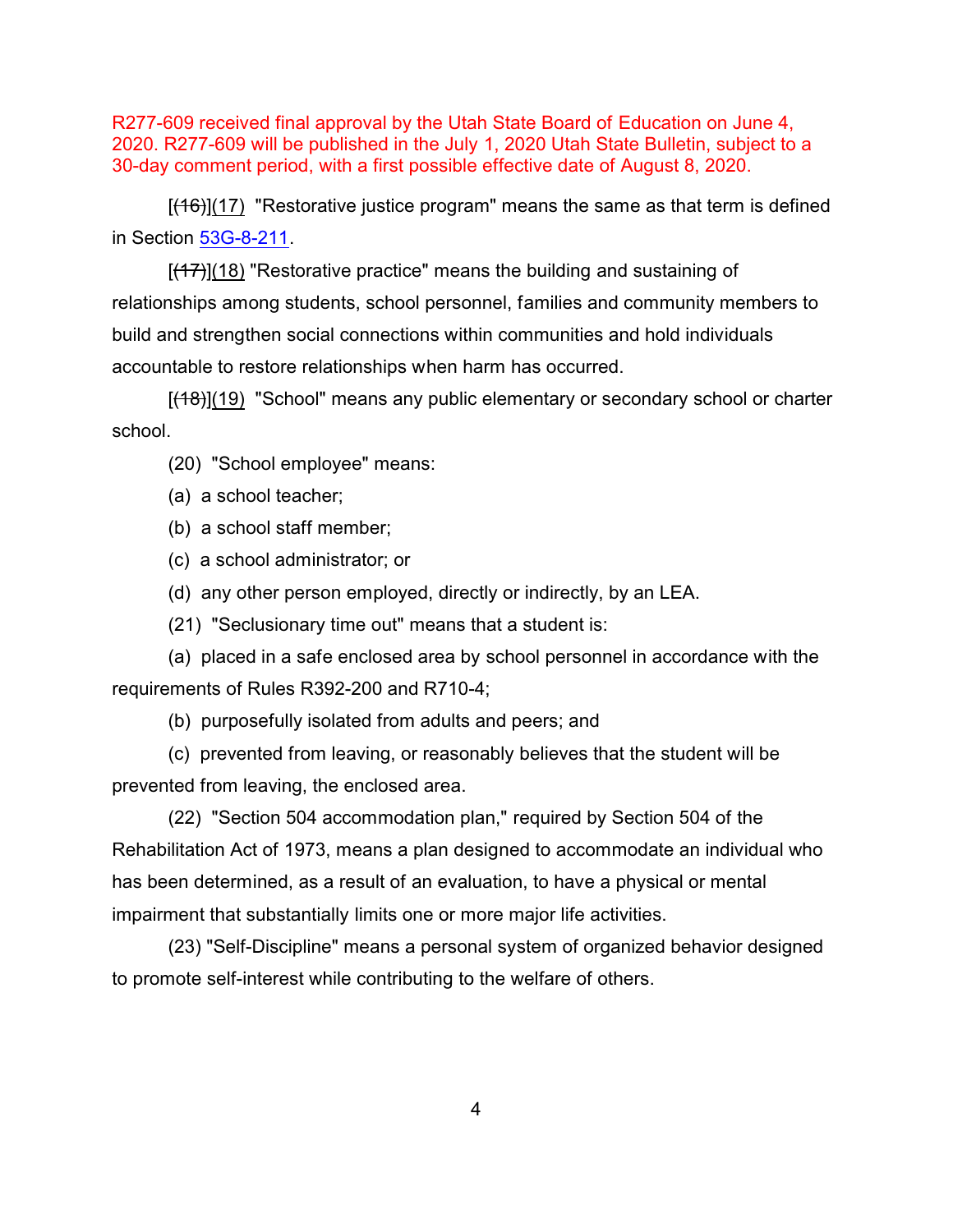R277-609 received final approval by the Utah State Board of Education on June 4, 2020. R277-609 will be published in the July 1, 2020 Utah State Bulletin, subject to a 30-day comment period, with a first possible effective date of August 8, 2020.

[~~(16)~~](17) "Restorative justice program" means the same as that term is defined in Section 53G-8-211.

[~~(17)~~](18) "Restorative practice" means the building and sustaining of relationships among students, school personnel, families and community members to build and strengthen social connections within communities and hold individuals accountable to restore relationships when harm has occurred.

[~~(18)~~](19) "School" means any public elementary or secondary school or charter school.

(20) "School employee" means:

(a) a school teacher;

(b) a school staff member;

(c) a school administrator; or

(d) any other person employed, directly or indirectly, by an LEA.

(21) "Seclusionary time out" means that a student is:

(a) placed in a safe enclosed area by school personnel in accordance with the requirements of Rules R392-200 and R710-4;

(b) purposefully isolated from adults and peers; and

(c) prevented from leaving, or reasonably believes that the student will be prevented from leaving, the enclosed area.

(22) "Section 504 accommodation plan," required by Section 504 of the Rehabilitation Act of 1973, means a plan designed to accommodate an individual who has been determined, as a result of an evaluation, to have a physical or mental impairment that substantially limits one or more major life activities.

(23) "Self-Discipline" means a personal system of organized behavior designed to promote self-interest while contributing to the welfare of others.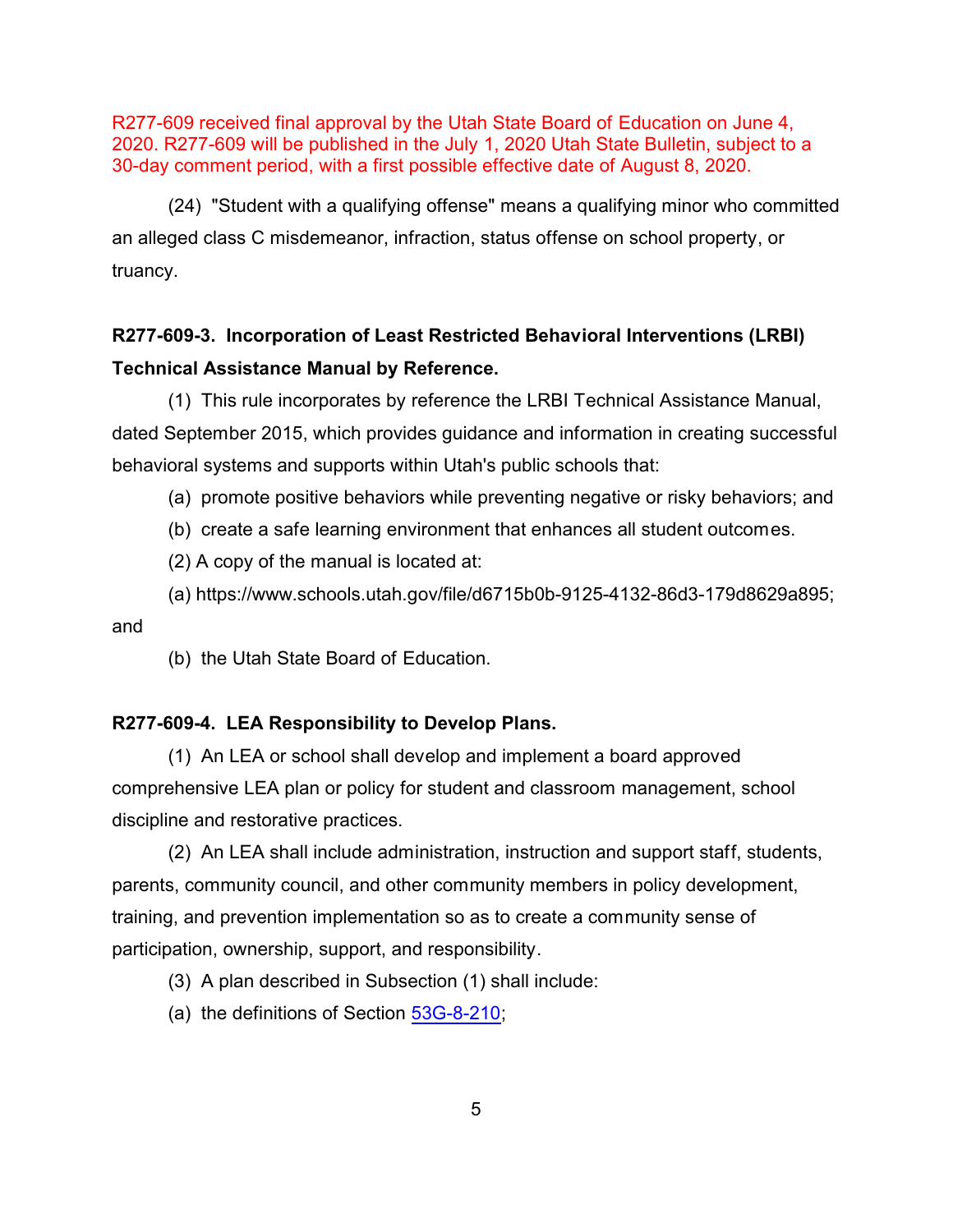R277-609 received final approval by the Utah State Board of Education on June 4, 2020. R277-609 will be published in the July 1, 2020 Utah State Bulletin, subject to a 30-day comment period, with a first possible effective date of August 8, 2020.

(24) "Student with a qualifying offense" means a qualifying minor who committed an alleged class C misdemeanor, infraction, status offense on school property, or truancy.

**R277-609-3. Incorporation of Least Restricted Behavioral Interventions (LRBI) Technical Assistance Manual by Reference.**

(1) This rule incorporates by reference the LRBI Technical Assistance Manual, dated September 2015, which provides guidance and information in creating successful behavioral systems and supports within Utah's public schools that:

(a) promote positive behaviors while preventing negative or risky behaviors; and

(b) create a safe learning environment that enhances all student outcomes.

(2) A copy of the manual is located at:

(a) https://www.schools.utah.gov/file/d6715b0b-9125-4132-86d3-179d8629a895; and

(b) the Utah State Board of Education.

**R277-609-4. LEA Responsibility to Develop Plans.**

(1) An LEA or school shall develop and implement a board approved comprehensive LEA plan or policy for student and classroom management, school discipline and restorative practices.

(2) An LEA shall include administration, instruction and support staff, students, parents, community council, and other community members in policy development, training, and prevention implementation so as to create a community sense of participation, ownership, support, and responsibility.

(3) A plan described in Subsection (1) shall include:

(a) the definitions of Section 53G-8-210;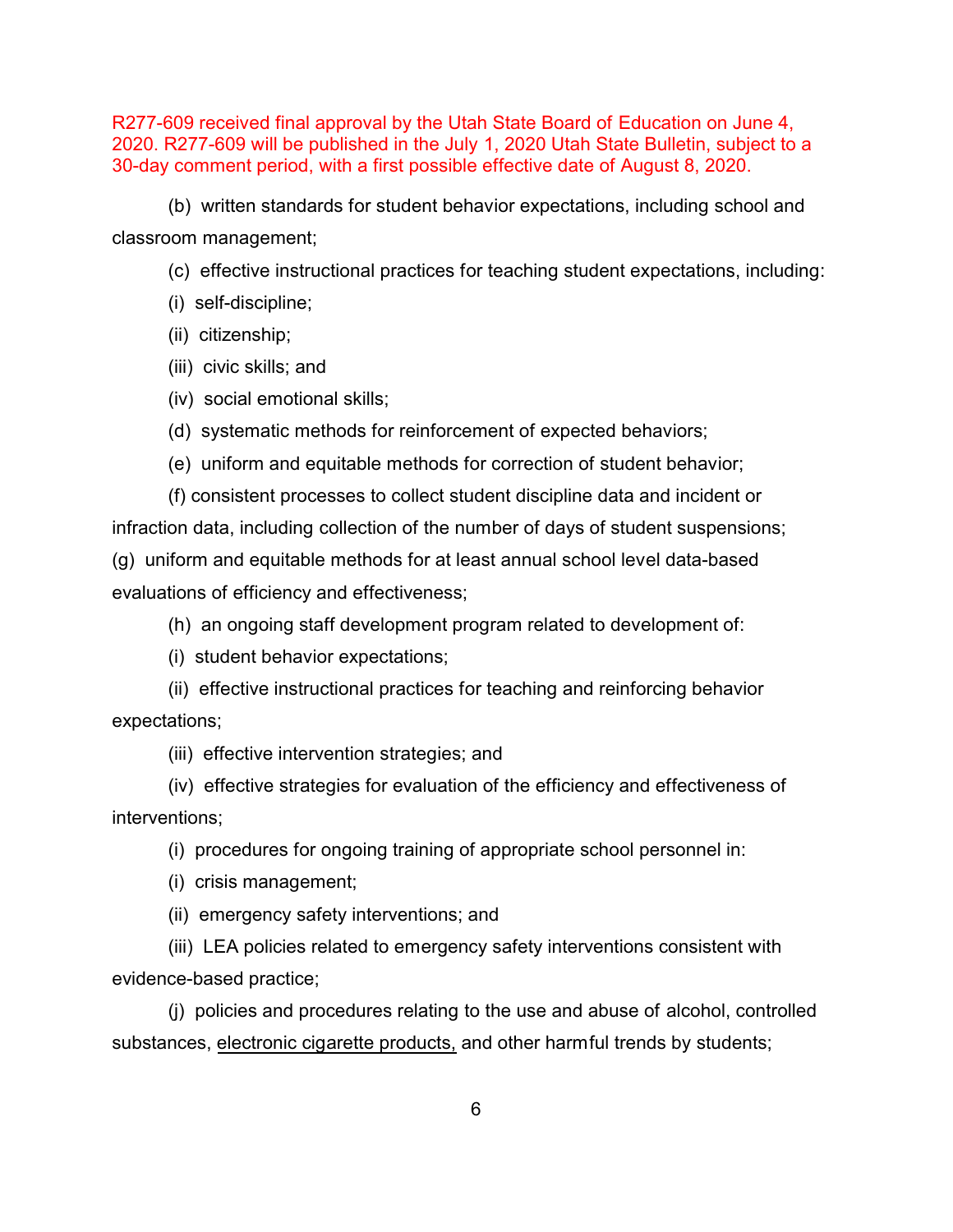R277-609 received final approval by the Utah State Board of Education on June 4, 2020. R277-609 will be published in the July 1, 2020 Utah State Bulletin, subject to a 30-day comment period, with a first possible effective date of August 8, 2020.

(b) written standards for student behavior expectations, including school and classroom management;

(c) effective instructional practices for teaching student expectations, including:

(i) self-discipline;

(ii) citizenship;

(iii) civic skills; and

(iv) social emotional skills;

(d) systematic methods for reinforcement of expected behaviors;

(e) uniform and equitable methods for correction of student behavior;

(f) consistent processes to collect student discipline data and incident or infraction data, including collection of the number of days of student suspensions;

(g) uniform and equitable methods for at least annual school level data-based evaluations of efficiency and effectiveness;

(h) an ongoing staff development program related to development of:

(i) student behavior expectations;

(ii) effective instructional practices for teaching and reinforcing behavior expectations;

(iii) effective intervention strategies; and

(iv) effective strategies for evaluation of the efficiency and effectiveness of interventions;

(i) procedures for ongoing training of appropriate school personnel in:

(i) crisis management;

(ii) emergency safety interventions; and

(iii) LEA policies related to emergency safety interventions consistent with evidence-based practice;

(j) policies and procedures relating to the use and abuse of alcohol, controlled substances, <u>electronic cigarette products,</u> and other harmful trends by students;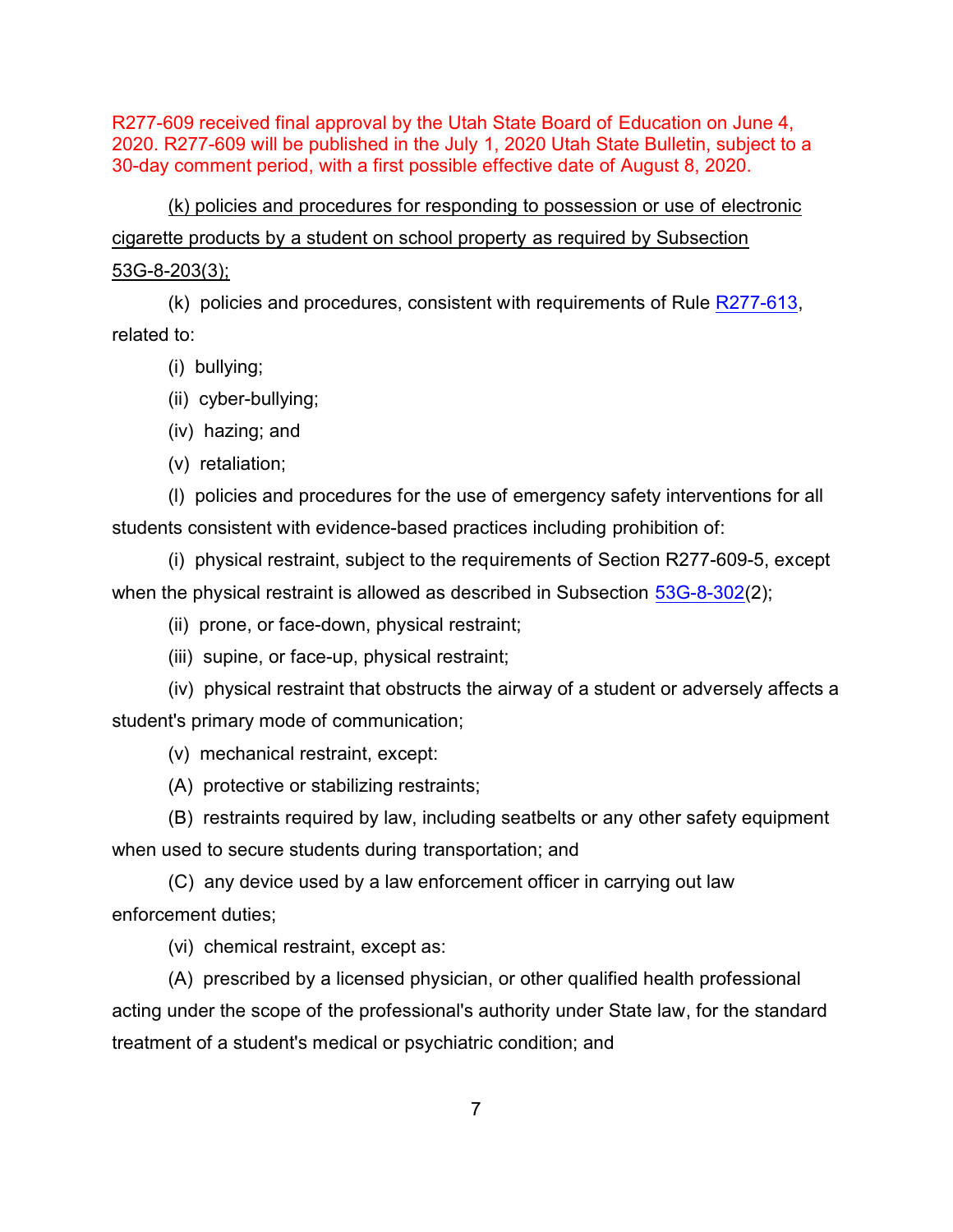R277-609 received final approval by the Utah State Board of Education on June 4, 2020. R277-609 will be published in the July 1, 2020 Utah State Bulletin, subject to a 30-day comment period, with a first possible effective date of August 8, 2020.

<u>(k) policies and procedures for responding to possession or use of electronic cigarette products by a student on school property as required by Subsection 53G-8-203(3);</u>

(k) policies and procedures, consistent with requirements of Rule R277-613, related to:

(i) bullying;

(ii) cyber-bullying;

(iv) hazing; and

(v) retaliation;

(l) policies and procedures for the use of emergency safety interventions for all students consistent with evidence-based practices including prohibition of:

(i) physical restraint, subject to the requirements of Section R277-609-5, except when the physical restraint is allowed as described in Subsection 53G-8-302(2);

(ii) prone, or face-down, physical restraint;

(iii) supine, or face-up, physical restraint;

(iv) physical restraint that obstructs the airway of a student or adversely affects a student's primary mode of communication;

(v) mechanical restraint, except:

(A) protective or stabilizing restraints;

(B) restraints required by law, including seatbelts or any other safety equipment when used to secure students during transportation; and

(C) any device used by a law enforcement officer in carrying out law enforcement duties;

(vi) chemical restraint, except as:

(A) prescribed by a licensed physician, or other qualified health professional acting under the scope of the professional's authority under State law, for the standard treatment of a student's medical or psychiatric condition; and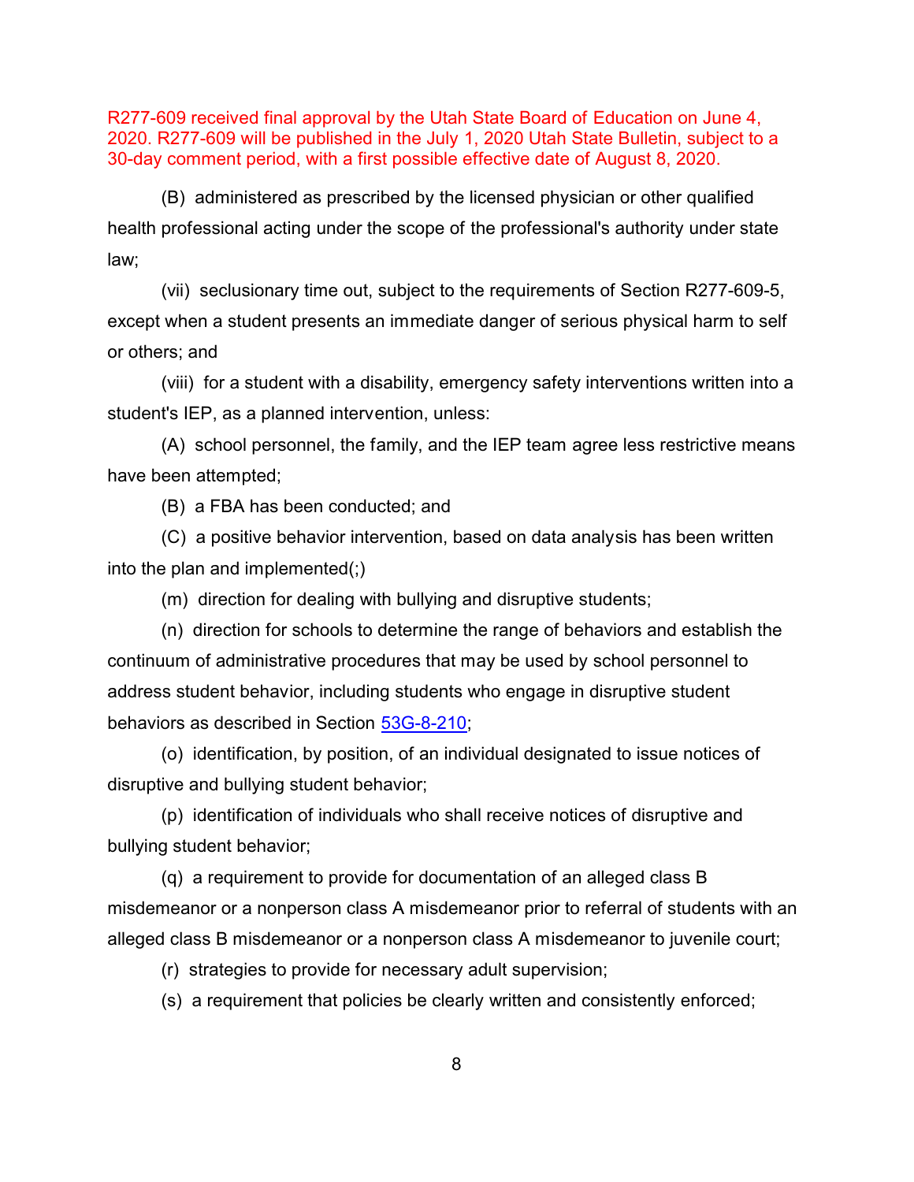R277-609 received final approval by the Utah State Board of Education on June 4, 2020. R277-609 will be published in the July 1, 2020 Utah State Bulletin, subject to a 30-day comment period, with a first possible effective date of August 8, 2020.

(B) administered as prescribed by the licensed physician or other qualified health professional acting under the scope of the professional's authority under state law;

(vii) seclusionary time out, subject to the requirements of Section R277-609-5, except when a student presents an immediate danger of serious physical harm to self or others; and

(viii) for a student with a disability, emergency safety interventions written into a student's IEP, as a planned intervention, unless:

(A) school personnel, the family, and the IEP team agree less restrictive means have been attempted;

(B) a FBA has been conducted; and

(C) a positive behavior intervention, based on data analysis has been written into the plan and implemented(;)

(m) direction for dealing with bullying and disruptive students;

(n) direction for schools to determine the range of behaviors and establish the continuum of administrative procedures that may be used by school personnel to address student behavior, including students who engage in disruptive student behaviors as described in Section 53G-8-210;

(o) identification, by position, of an individual designated to issue notices of disruptive and bullying student behavior;

(p) identification of individuals who shall receive notices of disruptive and bullying student behavior;

(q) a requirement to provide for documentation of an alleged class B misdemeanor or a nonperson class A misdemeanor prior to referral of students with an alleged class B misdemeanor or a nonperson class A misdemeanor to juvenile court;

(r) strategies to provide for necessary adult supervision;

(s) a requirement that policies be clearly written and consistently enforced;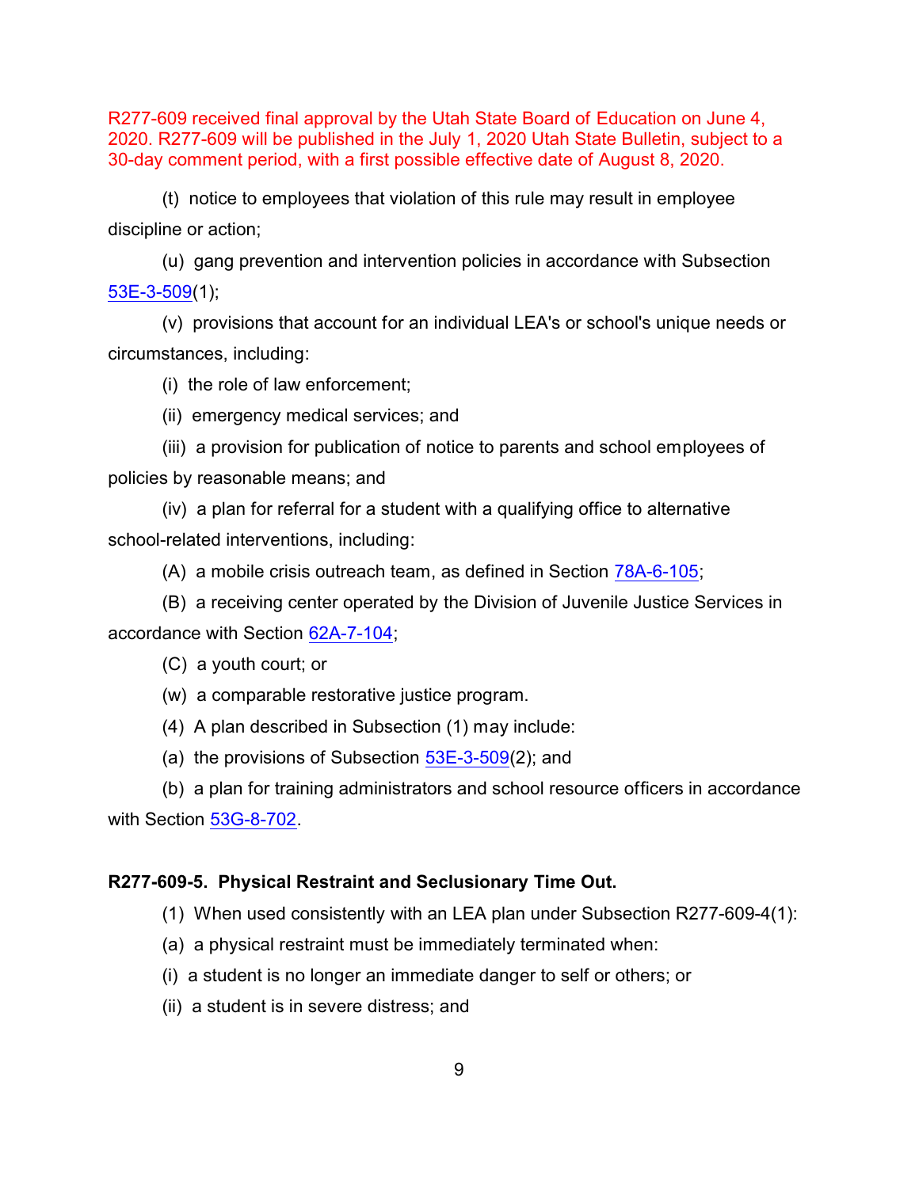R277-609 received final approval by the Utah State Board of Education on June 4, 2020. R277-609 will be published in the July 1, 2020 Utah State Bulletin, subject to a 30-day comment period, with a first possible effective date of August 8, 2020.

(t) notice to employees that violation of this rule may result in employee discipline or action;

(u) gang prevention and intervention policies in accordance with Subsection 53E-3-509(1);

(v) provisions that account for an individual LEA's or school's unique needs or circumstances, including:

(i) the role of law enforcement;

(ii) emergency medical services; and

(iii) a provision for publication of notice to parents and school employees of policies by reasonable means; and

(iv) a plan for referral for a student with a qualifying office to alternative school-related interventions, including:

(A) a mobile crisis outreach team, as defined in Section 78A-6-105;

(B) a receiving center operated by the Division of Juvenile Justice Services in accordance with Section 62A-7-104;

(C) a youth court; or

(w) a comparable restorative justice program.

(4) A plan described in Subsection (1) may include:

(a) the provisions of Subsection 53E-3-509(2); and

(b) a plan for training administrators and school resource officers in accordance with Section 53G-8-702.

**R277-609-5. Physical Restraint and Seclusionary Time Out.**

(1) When used consistently with an LEA plan under Subsection R277-609-4(1):

(a) a physical restraint must be immediately terminated when:

(i) a student is no longer an immediate danger to self or others; or

(ii) a student is in severe distress; and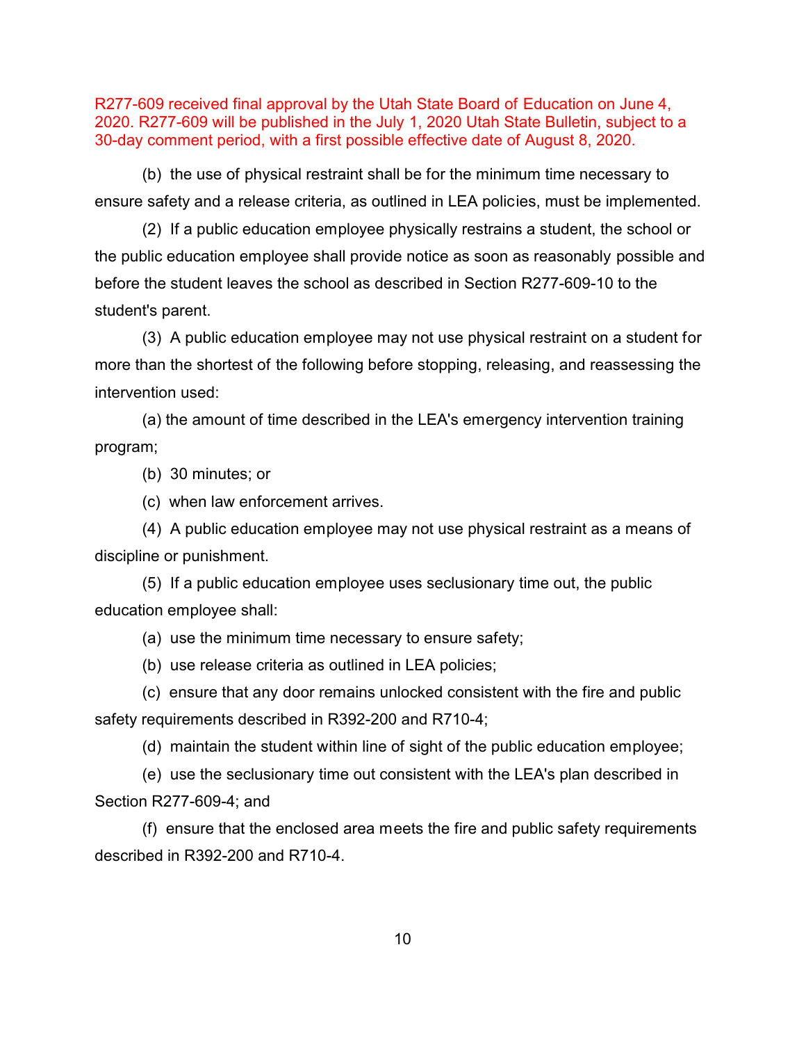R277-609 received final approval by the Utah State Board of Education on June 4, 2020. R277-609 will be published in the July 1, 2020 Utah State Bulletin, subject to a 30-day comment period, with a first possible effective date of August 8, 2020.

(b) the use of physical restraint shall be for the minimum time necessary to ensure safety and a release criteria, as outlined in LEA policies, must be implemented.

(2) If a public education employee physically restrains a student, the school or the public education employee shall provide notice as soon as reasonably possible and before the student leaves the school as described in Section R277-609-10 to the student's parent.

(3) A public education employee may not use physical restraint on a student for more than the shortest of the following before stopping, releasing, and reassessing the intervention used:

(a) the amount of time described in the LEA's emergency intervention training program;

(b) 30 minutes; or

(c) when law enforcement arrives.

(4) A public education employee may not use physical restraint as a means of discipline or punishment.

(5) If a public education employee uses seclusionary time out, the public education employee shall:

(a) use the minimum time necessary to ensure safety;

(b) use release criteria as outlined in LEA policies;

(c) ensure that any door remains unlocked consistent with the fire and public safety requirements described in R392-200 and R710-4;

(d) maintain the student within line of sight of the public education employee;

(e) use the seclusionary time out consistent with the LEA's plan described in Section R277-609-4; and

(f) ensure that the enclosed area meets the fire and public safety requirements described in R392-200 and R710-4.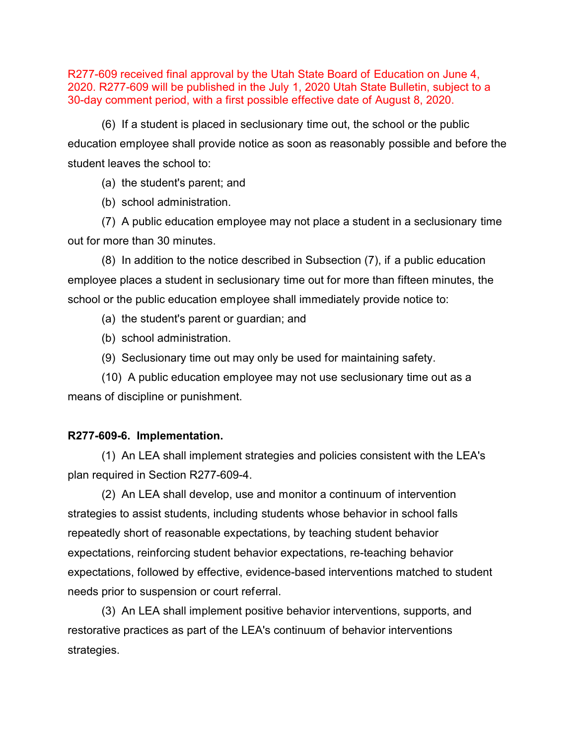R277-609 received final approval by the Utah State Board of Education on June 4, 2020. R277-609 will be published in the July 1, 2020 Utah State Bulletin, subject to a 30-day comment period, with a first possible effective date of August 8, 2020.

(6) If a student is placed in seclusionary time out, the school or the public education employee shall provide notice as soon as reasonably possible and before the student leaves the school to:

(a) the student's parent; and

(b) school administration.

(7) A public education employee may not place a student in a seclusionary time out for more than 30 minutes.

(8) In addition to the notice described in Subsection (7), if a public education employee places a student in seclusionary time out for more than fifteen minutes, the school or the public education employee shall immediately provide notice to:

(a) the student's parent or guardian; and

(b) school administration.

(9) Seclusionary time out may only be used for maintaining safety.

(10) A public education employee may not use seclusionary time out as a means of discipline or punishment.

**R277-609-6. Implementation.**

(1) An LEA shall implement strategies and policies consistent with the LEA's plan required in Section R277-609-4.

(2) An LEA shall develop, use and monitor a continuum of intervention strategies to assist students, including students whose behavior in school falls repeatedly short of reasonable expectations, by teaching student behavior expectations, reinforcing student behavior expectations, re-teaching behavior expectations, followed by effective, evidence-based interventions matched to student needs prior to suspension or court referral.

(3) An LEA shall implement positive behavior interventions, supports, and restorative practices as part of the LEA's continuum of behavior interventions strategies.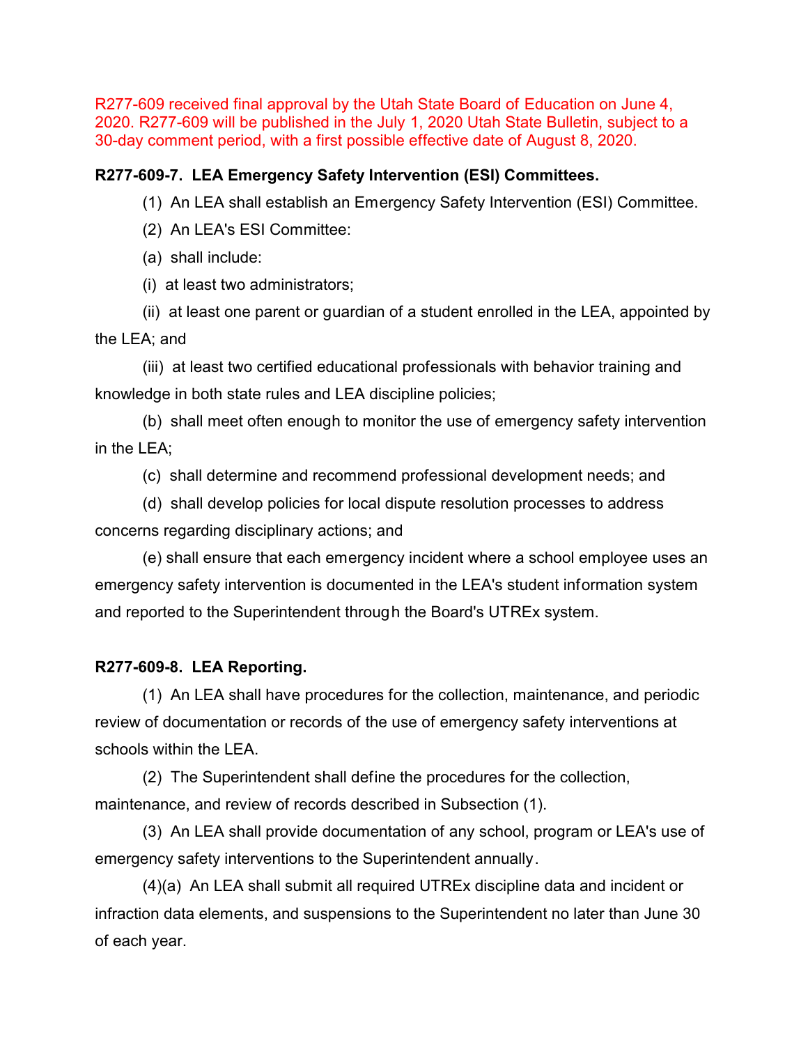R277-609 received final approval by the Utah State Board of Education on June 4, 2020. R277-609 will be published in the July 1, 2020 Utah State Bulletin, subject to a 30-day comment period, with a first possible effective date of August 8, 2020.

**R277-609-7. LEA Emergency Safety Intervention (ESI) Committees.**

(1) An LEA shall establish an Emergency Safety Intervention (ESI) Committee.

(2) An LEA's ESI Committee:

(a) shall include:

(i) at least two administrators;

(ii) at least one parent or guardian of a student enrolled in the LEA, appointed by the LEA; and

(iii) at least two certified educational professionals with behavior training and knowledge in both state rules and LEA discipline policies;

(b) shall meet often enough to monitor the use of emergency safety intervention in the LEA;

(c) shall determine and recommend professional development needs; and

(d) shall develop policies for local dispute resolution processes to address concerns regarding disciplinary actions; and

(e) shall ensure that each emergency incident where a school employee uses an emergency safety intervention is documented in the LEA's student information system and reported to the Superintendent through the Board's UTREx system.

**R277-609-8. LEA Reporting.**

(1) An LEA shall have procedures for the collection, maintenance, and periodic review of documentation or records of the use of emergency safety interventions at schools within the LEA.

(2) The Superintendent shall define the procedures for the collection, maintenance, and review of records described in Subsection (1).

(3) An LEA shall provide documentation of any school, program or LEA's use of emergency safety interventions to the Superintendent annually.

(4)(a) An LEA shall submit all required UTREx discipline data and incident or infraction data elements, and suspensions to the Superintendent no later than June 30 of each year.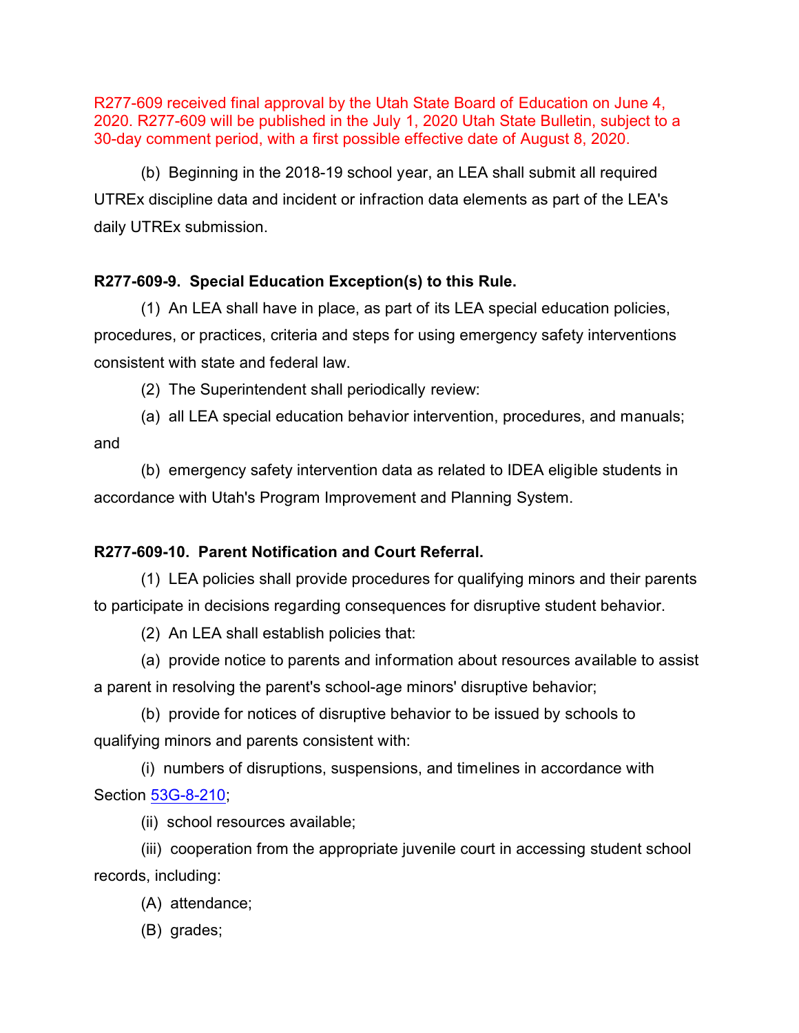R277-609 received final approval by the Utah State Board of Education on June 4, 2020. R277-609 will be published in the July 1, 2020 Utah State Bulletin, subject to a 30-day comment period, with a first possible effective date of August 8, 2020.

(b) Beginning in the 2018-19 school year, an LEA shall submit all required UTREx discipline data and incident or infraction data elements as part of the LEA's daily UTREx submission.

**R277-609-9. Special Education Exception(s) to this Rule.**

(1) An LEA shall have in place, as part of its LEA special education policies, procedures, or practices, criteria and steps for using emergency safety interventions consistent with state and federal law.

(2) The Superintendent shall periodically review:

(a) all LEA special education behavior intervention, procedures, and manuals; and

(b) emergency safety intervention data as related to IDEA eligible students in accordance with Utah's Program Improvement and Planning System.

**R277-609-10. Parent Notification and Court Referral.**

(1) LEA policies shall provide procedures for qualifying minors and their parents to participate in decisions regarding consequences for disruptive student behavior.

(2) An LEA shall establish policies that:

(a) provide notice to parents and information about resources available to assist a parent in resolving the parent's school-age minors' disruptive behavior;

(b) provide for notices of disruptive behavior to be issued by schools to qualifying minors and parents consistent with:

(i) numbers of disruptions, suspensions, and timelines in accordance with Section 53G-8-210;

(ii) school resources available;

(iii) cooperation from the appropriate juvenile court in accessing student school records, including:

(A) attendance;

(B) grades;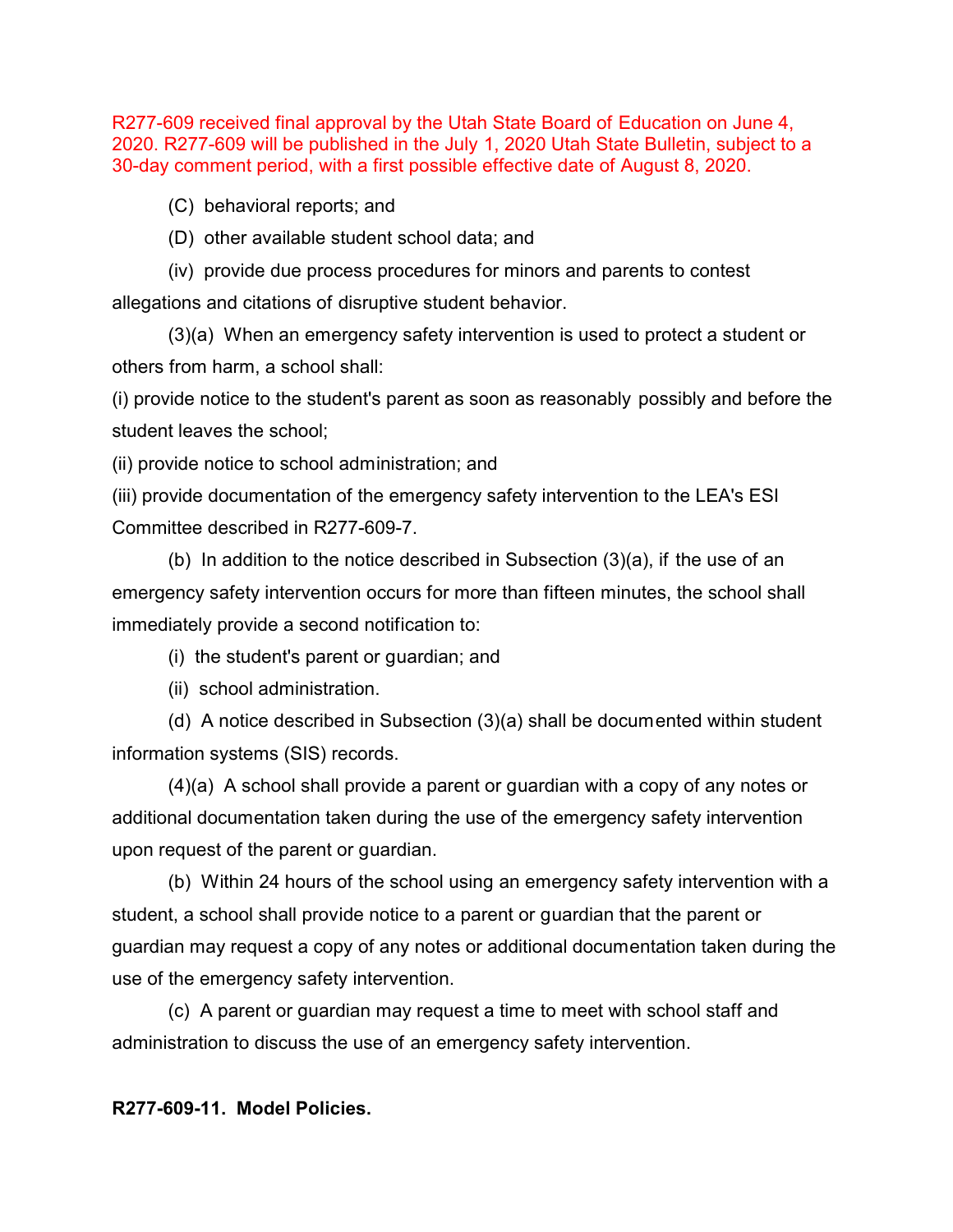R277-609 received final approval by the Utah State Board of Education on June 4, 2020. R277-609 will be published in the July 1, 2020 Utah State Bulletin, subject to a 30-day comment period, with a first possible effective date of August 8, 2020.

(C) behavioral reports; and

(D) other available student school data; and

(iv) provide due process procedures for minors and parents to contest allegations and citations of disruptive student behavior.

(3)(a) When an emergency safety intervention is used to protect a student or others from harm, a school shall:

(i) provide notice to the student's parent as soon as reasonably possibly and before the student leaves the school;

(ii) provide notice to school administration; and

(iii) provide documentation of the emergency safety intervention to the LEA's ESI Committee described in R277-609-7.

(b) In addition to the notice described in Subsection (3)(a), if the use of an emergency safety intervention occurs for more than fifteen minutes, the school shall immediately provide a second notification to:

(i) the student's parent or guardian; and

(ii) school administration.

(d) A notice described in Subsection (3)(a) shall be documented within student information systems (SIS) records.

(4)(a) A school shall provide a parent or guardian with a copy of any notes or additional documentation taken during the use of the emergency safety intervention upon request of the parent or guardian.

(b) Within 24 hours of the school using an emergency safety intervention with a student, a school shall provide notice to a parent or guardian that the parent or guardian may request a copy of any notes or additional documentation taken during the use of the emergency safety intervention.

(c) A parent or guardian may request a time to meet with school staff and administration to discuss the use of an emergency safety intervention.

**R277-609-11. Model Policies.**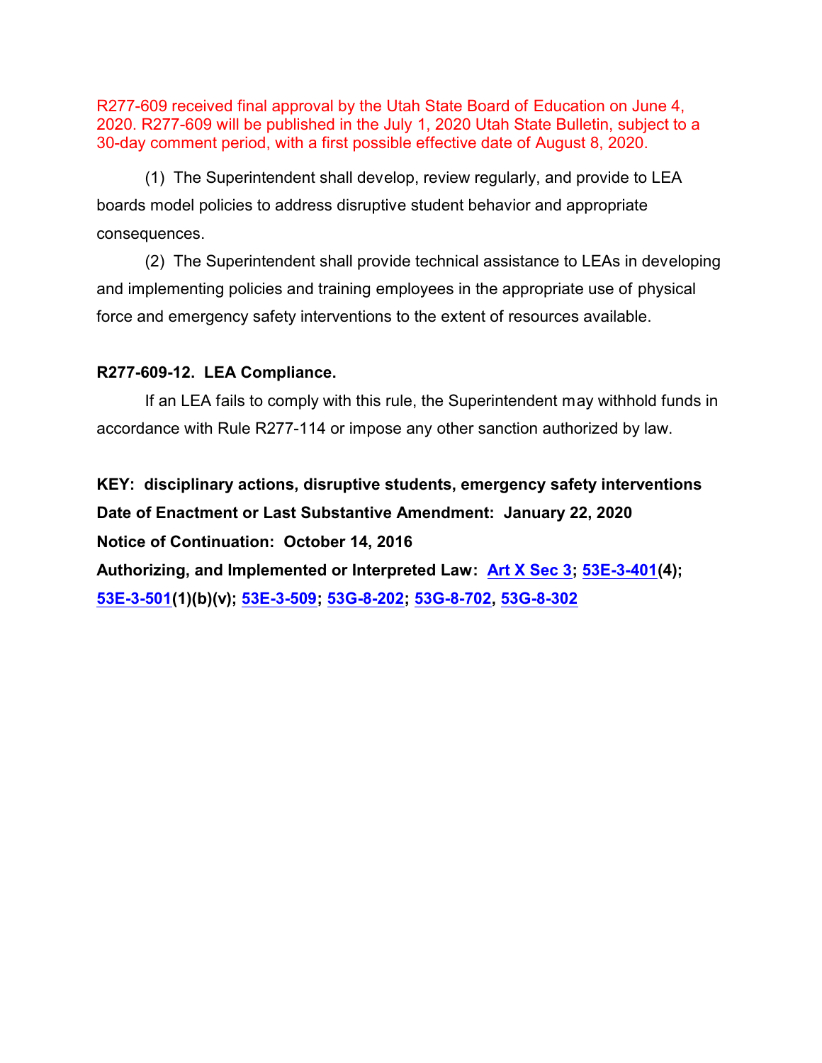R277-609 received final approval by the Utah State Board of Education on June 4, 2020. R277-609 will be published in the July 1, 2020 Utah State Bulletin, subject to a 30-day comment period, with a first possible effective date of August 8, 2020.

(1) The Superintendent shall develop, review regularly, and provide to LEA boards model policies to address disruptive student behavior and appropriate consequences.

(2) The Superintendent shall provide technical assistance to LEAs in developing and implementing policies and training employees in the appropriate use of physical force and emergency safety interventions to the extent of resources available.

**R277-609-12. LEA Compliance.**

If an LEA fails to comply with this rule, the Superintendent may withhold funds in accordance with Rule R277-114 or impose any other sanction authorized by law.

**KEY: disciplinary actions, disruptive students, emergency safety interventions**

**Date of Enactment or Last Substantive Amendment: January 22, 2020**

**Notice of Continuation: October 14, 2016**

**Authorizing, and Implemented or Interpreted Law: Art X Sec 3; 53E-3-401(4); 53E-3-501(1)(b)(v); 53E-3-509; 53G-8-202; 53G-8-702, 53G-8-302**